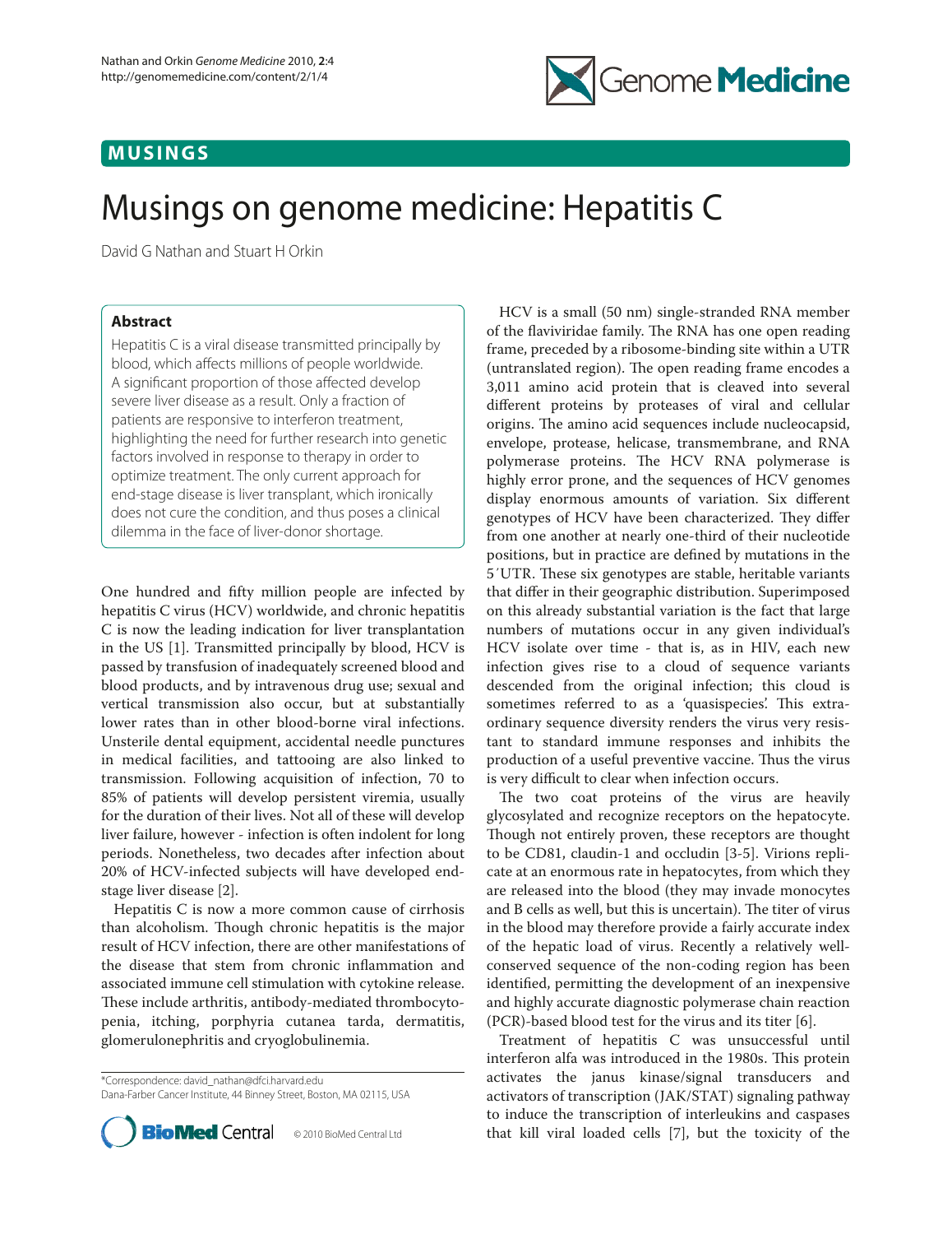MUSINGS

# Musings on genome medicine: Hepatitis C

David G Nathan and Stuart H Orkin

## Abstract

Hepatitis C is a viral disease transmitted principally by blood, which affects millions of people worldwide. A significant proportion of those affected develop severe liver disease as a result. Only a fraction of patients are responsive to interferon treatment, highlighting the need for further research into genetic factors involved in response to therapy in order to optimize treatment. The only current approach for end-stage disease is liver transplant, which ironically does not cure the condition, and thus poses a clinical dilemma in the face of liver-donor shortage.

One hundred and fifty million people are infected by hepatitis C virus (HCV) worldwide, and chronic hepatitis C is now the leading indication for liver transplantation in the US [1]. Transmitted principally by blood, HCV is passed by transfusion of inadequately screened blood and blood products, and by intravenous drug use; sexual and vertical transmission also occur, but at substantially lower rates than in other blood-borne viral infections. Unsterile dental equipment, accidental needle punctures in medical facilities, and tattooing are also linked to transmission. Following acquisition of infection, 70 to 85% of patients will develop persistent viremia, usually for the duration of their lives. Not all of these will develop liver failure, however - infection is often indolent for long periods. Nonetheless, two decades after infection about 20% of HCV-infected subjects will have developed end-stage liver disease [2].

Hepatitis C is now a more common cause of cirrhosis than alcoholism. Though chronic hepatitis is the major result of HCV infection, there are other manifestations of the disease that stem from chronic inflammation and associated immune cell stimulation with cytokine release. These include arthritis, antibody-mediated thrombocytopenia, itching, porphyria cutanea tarda, dermatitis, glomerulonephritis and cryoglobulinemia.

HCV is a small (50 nm) single-stranded RNA member of the flaviviridae family. The RNA has one open reading frame, preceded by a ribosome-binding site within a UTR (untranslated region). The open reading frame encodes a 3,011 amino acid protein that is cleaved into several different proteins by proteases of viral and cellular origins. The amino acid sequences include nucleocapsid, envelope, protease, helicase, transmembrane, and RNA polymerase proteins. The HCV RNA polymerase is highly error prone, and the sequences of HCV genomes display enormous amounts of variation. Six different genotypes of HCV have been characterized. They differ from one another at nearly one-third of their nucleotide positions, but in practice are defined by mutations in the 5′UTR. These six genotypes are stable, heritable variants that differ in their geographic distribution. Superimposed on this already substantial variation is the fact that large numbers of mutations occur in any given individual's HCV isolate over time - that is, as in HIV, each new infection gives rise to a cloud of sequence variants descended from the original infection; this cloud is sometimes referred to as a 'quasispecies'. This extraordinary sequence diversity renders the virus very resistant to standard immune responses and inhibits the production of a useful preventive vaccine. Thus the virus is very difficult to clear when infection occurs.

The two coat proteins of the virus are heavily glycosylated and recognize receptors on the hepatocyte. Though not entirely proven, these receptors are thought to be CD81, claudin-1 and occludin [3-5]. Virions replicate at an enormous rate in hepatocytes, from which they are released into the blood (they may invade monocytes and B cells as well, but this is uncertain). The titer of virus in the blood may therefore provide a fairly accurate index of the hepatic load of virus. Recently a relatively well-conserved sequence of the non-coding region has been identified, permitting the development of an inexpensive and highly accurate diagnostic polymerase chain reaction (PCR)-based blood test for the virus and its titer [6].

Treatment of hepatitis C was unsuccessful until interferon alfa was introduced in the 1980s. This protein activates the janus kinase/signal transducers and activators of transcription (JAK/STAT) signaling pathway to induce the transcription of interleukins and caspases that kill viral loaded cells [7], but the toxicity of the

*Correspondence: david_nathan@dfci.harvard.edu
Dana-Farber Cancer Institute, 44 Binney Street, Boston, MA 02115, USA

© 2010 BioMed Central Ltd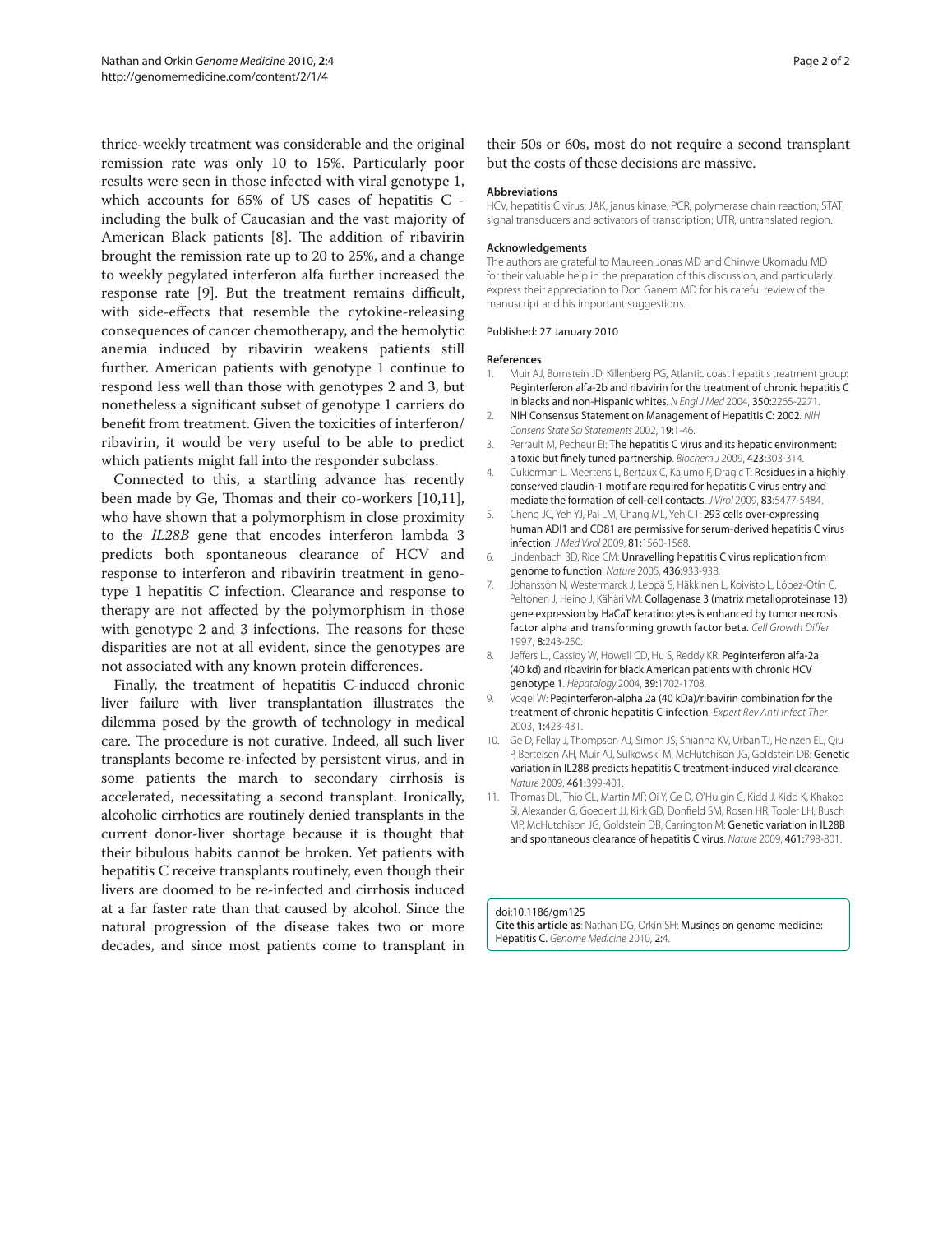thrice-weekly treatment was considerable and the original remission rate was only 10 to 15%. Particularly poor results were seen in those infected with viral genotype 1, which accounts for 65% of US cases of hepatitis C - including the bulk of Caucasian and the vast majority of American Black patients [8]. The addition of ribavirin brought the remission rate up to 20 to 25%, and a change to weekly pegylated interferon alfa further increased the response rate [9]. But the treatment remains difficult, with side-effects that resemble the cytokine-releasing consequences of cancer chemotherapy, and the hemolytic anemia induced by ribavirin weakens patients still further. American patients with genotype 1 continue to respond less well than those with genotypes 2 and 3, but nonetheless a significant subset of genotype 1 carriers do benefit from treatment. Given the toxicities of interferon/ribavirin, it would be very useful to be able to predict which patients might fall into the responder subclass.

Connected to this, a startling advance has recently been made by Ge, Thomas and their co-workers [10,11], who have shown that a polymorphism in close proximity to the *IL28B* gene that encodes interferon lambda 3 predicts both spontaneous clearance of HCV and response to interferon and ribavirin treatment in genotype 1 hepatitis C infection. Clearance and response to therapy are not affected by the polymorphism in those with genotype 2 and 3 infections. The reasons for these disparities are not at all evident, since the genotypes are not associated with any known protein differences.

Finally, the treatment of hepatitis C-induced chronic liver failure with liver transplantation illustrates the dilemma posed by the growth of technology in medical care. The procedure is not curative. Indeed, all such liver transplants become re-infected by persistent virus, and in some patients the march to secondary cirrhosis is accelerated, necessitating a second transplant. Ironically, alcoholic cirrhotics are routinely denied transplants in the current donor-liver shortage because it is thought that their bibulous habits cannot be broken. Yet patients with hepatitis C receive transplants routinely, even though their livers are doomed to be re-infected and cirrhosis induced at a far faster rate than that caused by alcohol. Since the natural progression of the disease takes two or more decades, and since most patients come to transplant in their 50s or 60s, most do not require a second transplant but the costs of these decisions are massive.

#### Abbreviations

HCV, hepatitis C virus; JAK, janus kinase; PCR, polymerase chain reaction; STAT, signal transducers and activators of transcription; UTR, untranslated region.

#### Acknowledgements

The authors are grateful to Maureen Jonas MD and Chinwe Ukomadu MD for their valuable help in the preparation of this discussion, and particularly express their appreciation to Don Ganem MD for his careful review of the manuscript and his important suggestions.

Published: 27 January 2010

#### References

1. Muir AJ, Bornstein JD, Killenberg PG, Atlantic coast hepatitis treatment group: **Peginterferon alfa-2b and ribavirin for the treatment of chronic hepatitis C in blacks and non-Hispanic whites**. *N Engl J Med* 2004, **350:**2265-2271.
2. **NIH Consensus Statement on Management of Hepatitis C: 2002**. *NIH Consens State Sci Statements* 2002, **19:**1-46.
3. Perrault M, Pecheur EI: **The hepatitis C virus and its hepatic environment: a toxic but finely tuned partnership**. *Biochem J* 2009, **423:**303-314.
4. Cukierman L, Meertens L, Bertaux C, Kajumo F, Dragic T: **Residues in a highly conserved claudin-1 motif are required for hepatitis C virus entry and mediate the formation of cell-cell contacts**. *J Virol* 2009, **83:**5477-5484.
5. Cheng JC, Yeh YJ, Pai LM, Chang ML, Yeh CT: **293 cells over-expressing human ADI1 and CD81 are permissive for serum-derived hepatitis C virus infection**. *J Med Virol* 2009, **81:**1560-1568.
6. Lindenbach BD, Rice CM: **Unravelling hepatitis C virus replication from genome to function**. *Nature* 2005, **436:**933-938.
7. Johansson N, Westermarck J, Leppä S, Häkkinen L, Koivisto L, López-Otín C, Peltonen J, Heino J, Kähäri VM: **Collagenase 3 (matrix metalloproteinase 13) gene expression by HaCaT keratinocytes is enhanced by tumor necrosis factor alpha and transforming growth factor beta**. *Cell Growth Differ* 1997, **8:**243-250.
8. Jeffers LJ, Cassidy W, Howell CD, Hu S, Reddy KR: **Peginterferon alfa-2a (40 kd) and ribavirin for black American patients with chronic HCV genotype 1**. *Hepatology* 2004, **39:**1702-1708.
9. Vogel W: **Peginterferon-alpha 2a (40 kDa)/ribavirin combination for the treatment of chronic hepatitis C infection**. *Expert Rev Anti Infect Ther* 2003, **1:**423-431.
10. Ge D, Fellay J, Thompson AJ, Simon JS, Shianna KV, Urban TJ, Heinzen EL, Qiu P, Bertelsen AH, Muir AJ, Sulkowski M, McHutchison JG, Goldstein DB: **Genetic variation in IL28B predicts hepatitis C treatment-induced viral clearance**. *Nature* 2009, **461:**399-401.
11. Thomas DL, Thio CL, Martin MP, Qi Y, Ge D, O'Huigin C, Kidd J, Kidd K, Khakoo SI, Alexander G, Goedert JJ, Kirk GD, Donfield SM, Rosen HR, Tobler LH, Busch MP, McHutchison JG, Goldstein DB, Carrington M: **Genetic variation in IL28B and spontaneous clearance of hepatitis C virus**. *Nature* 2009, **461:**798-801.

doi:10.1186/gm125

**Cite this article as**: Nathan DG, Orkin SH: Musings on genome medicine: Hepatitis C. *Genome Medicine* 2010, **2**:4.